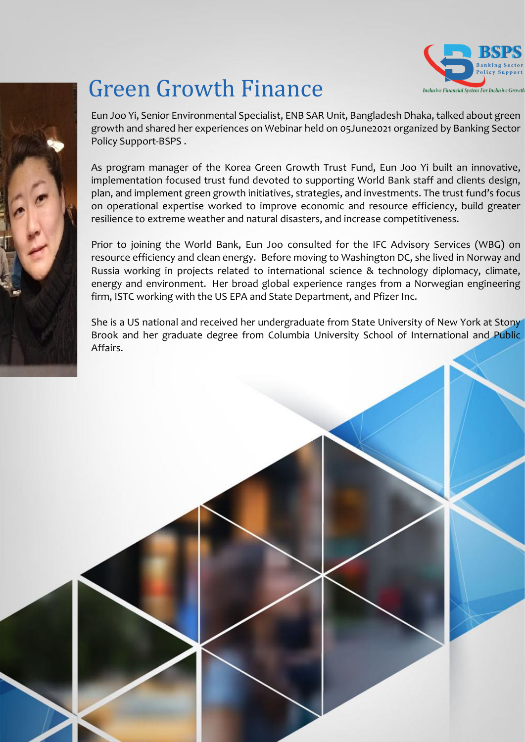BSPS
Banking Sector Policy Support
Inclusive Financial System For Inclusive Growth

# Green Growth Finance

Eun Joo Yi, Senior Environmental Specialist, ENB SAR Unit, Bangladesh Dhaka, talked about green growth and shared her experiences on Webinar held on 05June2021 organized by Banking Sector Policy Support-BSPS .

As program manager of the Korea Green Growth Trust Fund, Eun Joo Yi built an innovative, implementation focused trust fund devoted to supporting World Bank staff and clients design, plan, and implement green growth initiatives, strategies, and investments. The trust fund's focus on operational expertise worked to improve economic and resource efficiency, build greater resilience to extreme weather and natural disasters, and increase competitiveness.

Prior to joining the World Bank, Eun Joo consulted for the IFC Advisory Services (WBG) on resource efficiency and clean energy. Before moving to Washington DC, she lived in Norway and Russia working in projects related to international science & technology diplomacy, climate, energy and environment. Her broad global experience ranges from a Norwegian engineering firm, ISTC working with the US EPA and State Department, and Pfizer Inc.

She is a US national and received her undergraduate from State University of New York at Stony Brook and her graduate degree from Columbia University School of International and Public Affairs.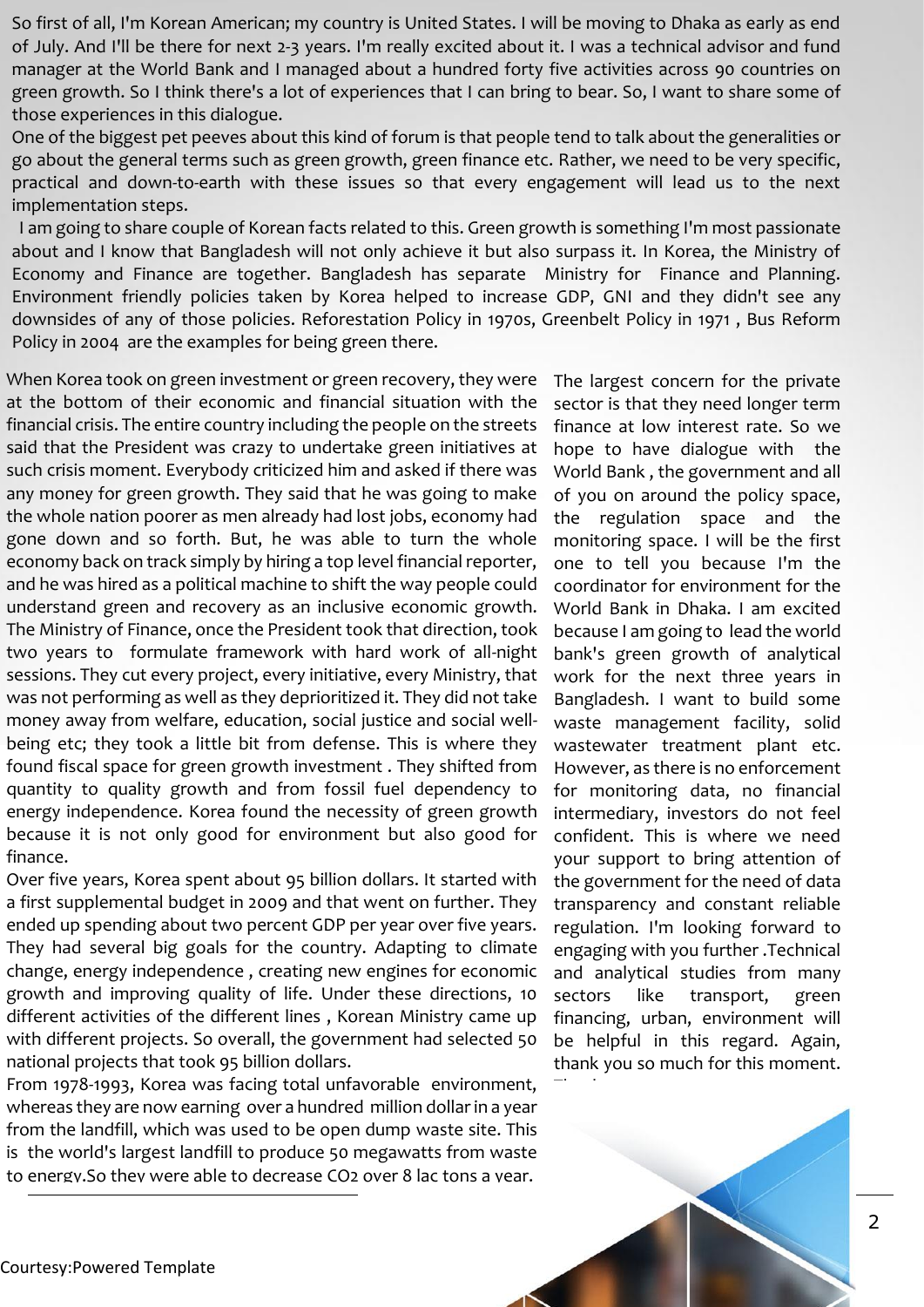So first of all, I'm Korean American; my country is United States. I will be moving to Dhaka as early as end of July. And I'll be there for next 2-3 years. I'm really excited about it. I was a technical advisor and fund manager at the World Bank and I managed about a hundred forty five activities across 90 countries on green growth. So I think there's a lot of experiences that I can bring to bear. So, I want to share some of those experiences in this dialogue.

One of the biggest pet peeves about this kind of forum is that people tend to talk about the generalities or go about the general terms such as green growth, green finance etc. Rather, we need to be very specific, practical and down-to-earth with these issues so that every engagement will lead us to the next implementation steps.

I am going to share couple of Korean facts related to this. Green growth is something I'm most passionate about and I know that Bangladesh will not only achieve it but also surpass it. In Korea, the Ministry of Economy and Finance are together. Bangladesh has separate Ministry for Finance and Planning. Environment friendly policies taken by Korea helped to increase GDP, GNI and they didn't see any downsides of any of those policies. Reforestation Policy in 1970s, Greenbelt Policy in 1971 , Bus Reform Policy in 2004 are the examples for being green there.

When Korea took on green investment or green recovery, they were at the bottom of their economic and financial situation with the financial crisis. The entire country including the people on the streets said that the President was crazy to undertake green initiatives at such crisis moment. Everybody criticized him and asked if there was any money for green growth. They said that he was going to make the whole nation poorer as men already had lost jobs, economy had gone down and so forth. But, he was able to turn the whole economy back on track simply by hiring a top level financial reporter, and he was hired as a political machine to shift the way people could understand green and recovery as an inclusive economic growth. The Ministry of Finance, once the President took that direction, took two years to formulate framework with hard work of all-night sessions. They cut every project, every initiative, every Ministry, that was not performing as well as they deprioritized it. They did not take money away from welfare, education, social justice and social well-being etc; they took a little bit from defense. This is where they found fiscal space for green growth investment . They shifted from quantity to quality growth and from fossil fuel dependency to energy independence. Korea found the necessity of green growth because it is not only good for environment but also good for finance.

Over five years, Korea spent about 95 billion dollars. It started with a first supplemental budget in 2009 and that went on further. They ended up spending about two percent GDP per year over five years. They had several big goals for the country. Adapting to climate change, energy independence , creating new engines for economic growth and improving quality of life. Under these directions, 10 different activities of the different lines , Korean Ministry came up with different projects. So overall, the government had selected 50 national projects that took 95 billion dollars.

From 1978-1993, Korea was facing total unfavorable environment, whereas they are now earning over a hundred million dollar in a year from the landfill, which was used to be open dump waste site. This is the world's largest landfill to produce 50 megawatts from waste to energy.So they were able to decrease $CO_2$ over 8 lac tons a year.

The largest concern for the private sector is that they need longer term finance at low interest rate. So we hope to have dialogue with the World Bank , the government and all of you on around the policy space, the regulation space and the monitoring space. I will be the first one to tell you because I'm the coordinator for environment for the World Bank in Dhaka. I am excited because I am going to lead the world bank's green growth of analytical work for the next three years in Bangladesh. I want to build some waste management facility, solid wastewater treatment plant etc. However, as there is no enforcement for monitoring data, no financial intermediary, investors do not feel confident. This is where we need your support to bring attention of the government for the need of data transparency and constant reliable regulation. I'm looking forward to engaging with you further .Technical and analytical studies from many sectors like transport, green financing, urban, environment will be helpful in this regard. Again, thank you so much for this moment.

Courtesy:Powered Template